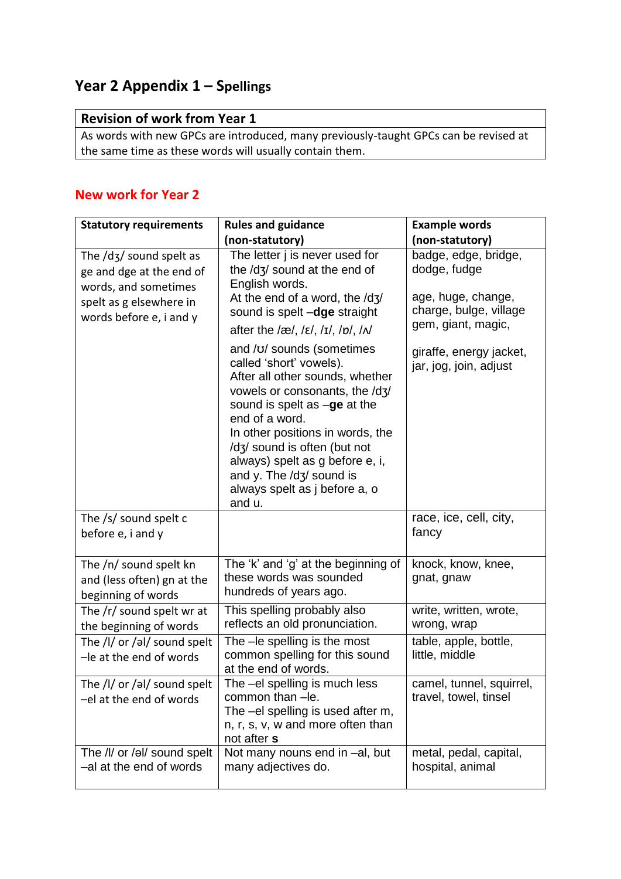# Year 2 Appendix 1 – Spellings

| Revision of work from Year 1 |
|---|
| As words with new GPCs are introduced, many previously-taught GPCs can be revised at the same time as these words will usually contain them. |

## New work for Year 2

| Statutory requirements | Rules and guidance (non-statutory) | Example words (non-statutory) |
|---|---|---|
| The /dʒ/ sound spelt as ge and dge at the end of words, and sometimes spelt as g elsewhere in words before e, i and y | The letter j is never used for the /dʒ/ sound at the end of English words.<br>At the end of a word, the /dʒ/ sound is spelt –**dge** straight after the /æ/, /ɛ/, /ɪ/, /ɒ/, /ʌ/ and /ʊ/ sounds (sometimes called 'short' vowels).<br>After all other sounds, whether vowels or consonants, the /dʒ/ sound is spelt as –**ge** at the end of a word.<br>In other positions in words, the /dʒ/ sound is often (but not always) spelt as g before e, i, and y. The /dʒ/ sound is always spelt as j before a, o and u. | badge, edge, bridge, dodge, fudge<br><br>age, huge, change, charge, bulge, village<br>gem, giant, magic,<br><br>giraffe, energy jacket, jar, jog, join, adjust |
| The /s/ sound spelt c before e, i and y | | race, ice, cell, city, fancy |
| The /n/ sound spelt kn and (less often) gn at the beginning of words | The 'k' and 'g' at the beginning of these words was sounded hundreds of years ago. | knock, know, knee, gnat, gnaw |
| The /r/ sound spelt wr at the beginning of words | This spelling probably also reflects an old pronunciation. | write, written, wrote, wrong, wrap |
| The /l/ or /əl/ sound spelt –le at the end of words | The –le spelling is the most common spelling for this sound at the end of words. | table, apple, bottle, little, middle |
| The /l/ or /əl/ sound spelt –el at the end of words | The –el spelling is much less common than –le.<br>The –el spelling is used after m, n, r, s, v, w and more often than not after **s** | camel, tunnel, squirrel, travel, towel, tinsel |
| The /l/ or /əl/ sound spelt –al at the end of words | Not many nouns end in –al, but many adjectives do. | metal, pedal, capital, hospital, animal |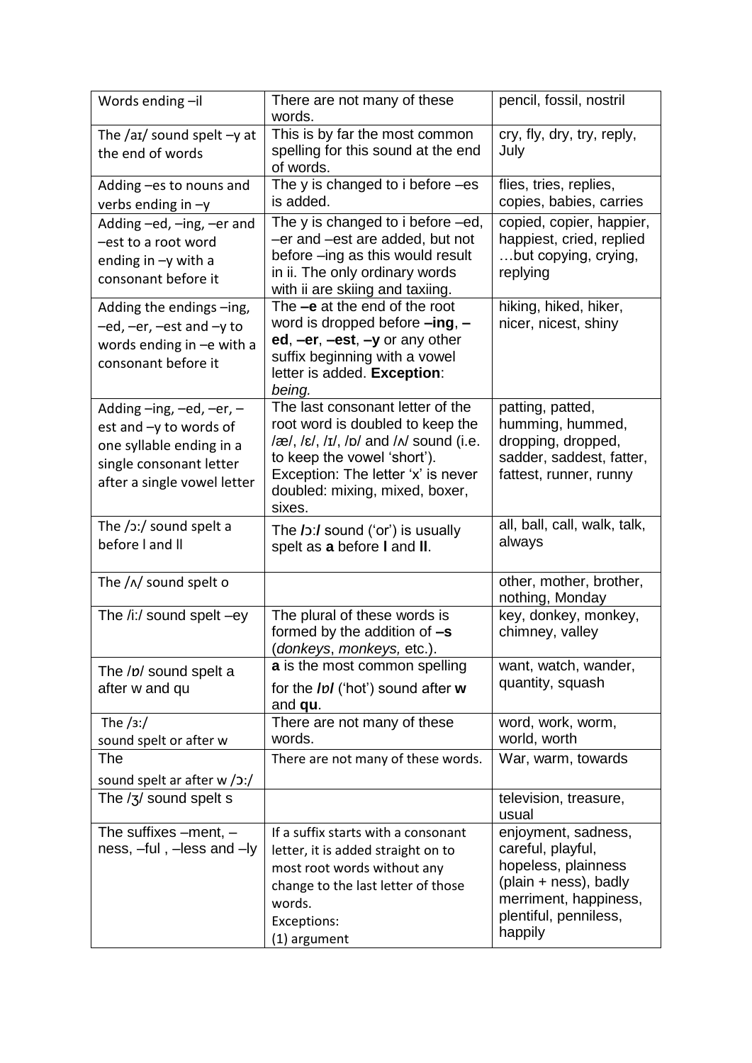| Words ending –il | There are not many of these words. | pencil, fossil, nostril |
|---|---|---|
| The /aɪ/ sound spelt –y at the end of words | This is by far the most common spelling for this sound at the end of words. | cry, fly, dry, try, reply, July |
| Adding –es to nouns and verbs ending in –y | The y is changed to i before –es is added. | flies, tries, replies, copies, babies, carries |
| Adding –ed, –ing, –er and –est to a root word ending in –y with a consonant before it | The y is changed to i before –ed, –er and –est are added, but not before –ing as this would result in ii. The only ordinary words with ii are skiing and taxiing. | copied, copier, happier, happiest, cried, replied …but copying, crying, replying |
| Adding the endings –ing, –ed, –er, –est and –y to words ending in –e with a consonant before it | The **–e** at the end of the root word is dropped before **–ing**, **–ed**, **–er**, **–est**, **–y** or any other suffix beginning with a vowel letter is added. **Exception**: *being.* | hiking, hiked, hiker, nicer, nicest, shiny |
| Adding –ing, –ed, –er, –est and –y to words of one syllable ending in a single consonant letter after a single vowel letter | The last consonant letter of the root word is doubled to keep the /æ/, /ɛ/, /ɪ/, /ɒ/ and /ʌ/ sound (i.e. to keep the vowel 'short'). Exception: The letter 'x' is never doubled: mixing, mixed, boxer, sixes. | patting, patted, humming, hummed, dropping, dropped, sadder, saddest, fatter, fattest, runner, runny |
| The /ɔ:/ sound spelt a before l and ll | The **/ɔ:/** sound ('or') is usually spelt as **a** before **l** and **ll**. | all, ball, call, walk, talk, always |
| The /ʌ/ sound spelt o | | other, mother, brother, nothing, Monday |
| The /i:/ sound spelt –ey | The plural of these words is formed by the addition of **–s** (*donkeys*, *monkeys,* etc.). | key, donkey, monkey, chimney, valley |
| The /ɒ/ sound spelt a after w and qu | **a** is the most common spelling for the **/ɒ/** ('hot') sound after **w** and **qu**. | want, watch, wander, quantity, squash |
| The /ɜ:/ sound spelt or after w | There are not many of these words. | word, work, worm, world, worth |
| The sound spelt ar after w /ɔ:/ | There are not many of these words. | War, warm, towards |
| The /ʒ/ sound spelt s | | television, treasure, usual |
| The suffixes –ment, –ness, –ful , –less and –ly | If a suffix starts with a consonant letter, it is added straight on to most root words without any change to the last letter of those words.<br>Exceptions:<br>(1) argument | enjoyment, sadness, careful, playful, hopeless, plainness (plain + ness), badly merriment, happiness, plentiful, penniless, happily |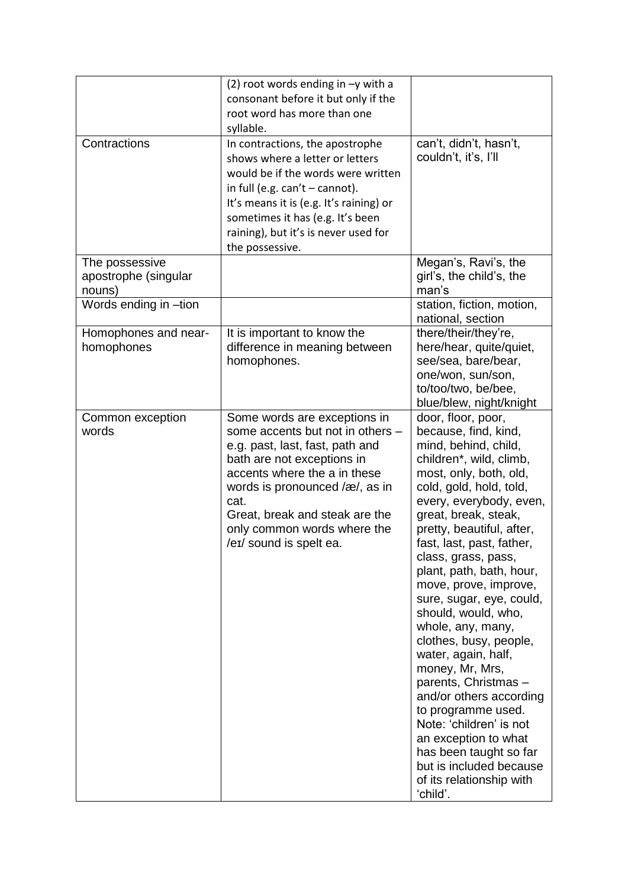| | | |
|---|---|---|
| | (2) root words ending in –y with a consonant before it but only if the root word has more than one syllable. | |
| Contractions | In contractions, the apostrophe shows where a letter or letters would be if the words were written in full (e.g. can't – cannot).<br>It's means it is (e.g. It's raining) or sometimes it has (e.g. It's been raining), but it's is never used for the possessive. | can't, didn't, hasn't, couldn't, it's, I'll |
| The possessive apostrophe (singular nouns) | | Megan's, Ravi's, the girl's, the child's, the man's |
| Words ending in –tion | | station, fiction, motion, national, section |
| Homophones and near-homophones | It is important to know the difference in meaning between homophones. | there/their/they're, here/hear, quite/quiet, see/sea, bare/bear, one/won, sun/son, to/too/two, be/bee, blue/blew, night/knight |
| Common exception words | Some words are exceptions in some accents but not in others – e.g. past, last, fast, path and bath are not exceptions in accents where the a in these words is pronounced /æ/, as in cat.<br>Great, break and steak are the only common words where the /eɪ/ sound is spelt ea. | door, floor, poor, because, find, kind, mind, behind, child, children*, wild, climb, most, only, both, old, cold, gold, hold, told, every, everybody, even, great, break, steak, pretty, beautiful, after, fast, last, past, father, class, grass, pass, plant, path, bath, hour, move, prove, improve, sure, sugar, eye, could, should, would, who, whole, any, many, clothes, busy, people, water, again, half, money, Mr, Mrs, parents, Christmas – and/or others according to programme used.<br>Note: 'children' is not an exception to what has been taught so far but is included because of its relationship with 'child'. |